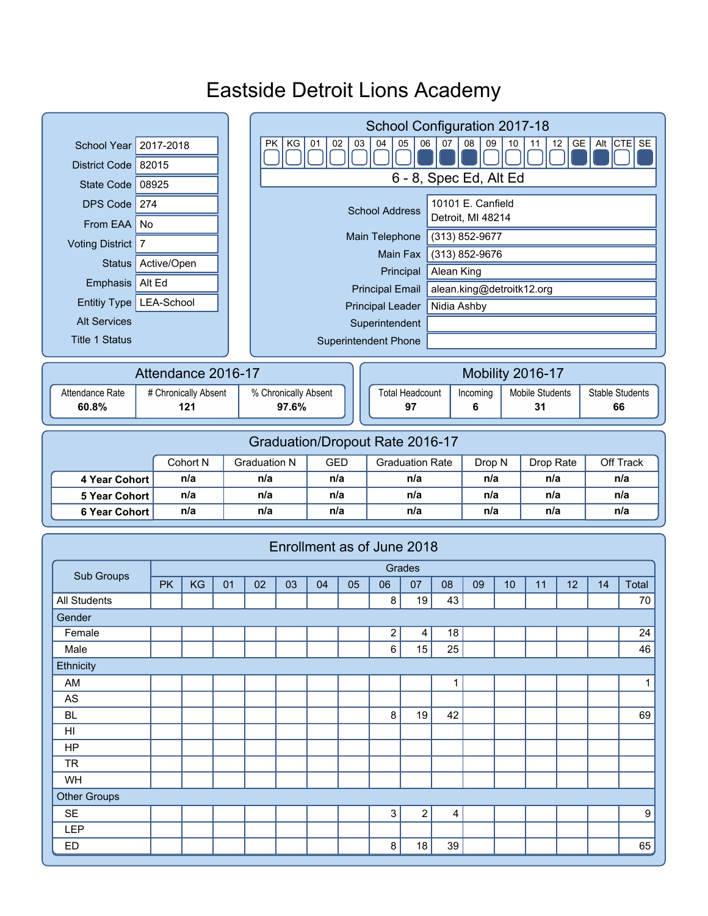# Eastside Detroit Lions Academy

| Field | Value |
|---|---|
| School Year | 2017-2018 |
| District Code | 82015 |
| State Code | 08925 |
| DPS Code | 274 |
| From EAA | No |
| Voting District | 7 |
| Status | Active/Open |
| Emphasis | Alt Ed |
| Entitiy Type | LEA-School |
| Alt Services | |
| Title 1 Status | |

## School Configuration 2017-18

| PK | KG | 01 | 02 | 03 | 04 | 05 | 06 | 07 | 08 | 09 | 10 | 11 | 12 | GE | Alt | CTE | SE |
|---|---|---|---|---|---|---|---|---|---|---|---|---|---|---|---|---|---|
| | | | | | | | ■ | ■ | ■ | | | | | ■ | ■ | | ■ |

6 - 8, Spec Ed, Alt Ed

| Field | Value |
|---|---|
| School Address | 10101 E. Canfield<br>Detroit, MI 48214 |
| Main Telephone | (313) 852-9677 |
| Main Fax | (313) 852-9676 |
| Principal | Alean King |
| Principal Email | alean.king@detroitk12.org |
| Principal Leader | Nidia Ashby |
| Superintendent | |
| Superintendent Phone | |

## Attendance 2016-17

| Attendance Rate | # Chronically Absent | % Chronically Absent |
|---|---|---|
| **60.8%** | **121** | **97.6%** |

## Mobility 2016-17

| Total Headcount | Incoming | Mobile Students | Stable Students |
|---|---|---|---|
| **97** | **6** | **31** | **66** |

## Graduation/Dropout Rate 2016-17

| | Cohort N | Graduation N | GED | Graduation Rate | Drop N | Drop Rate | Off Track |
|---|---|---|---|---|---|---|---|
| **4 Year Cohort** | n/a | n/a | n/a | n/a | n/a | n/a | n/a |
| **5 Year Cohort** | n/a | n/a | n/a | n/a | n/a | n/a | n/a |
| **6 Year Cohort** | n/a | n/a | n/a | n/a | n/a | n/a | n/a |

## Enrollment as of June 2018

| Sub Groups | Grades | | | | | | | | | | | | | | | |
|---|---|---|---|---|---|---|---|---|---|---|---|---|---|---|---|---|
| | PK | KG | 01 | 02 | 03 | 04 | 05 | 06 | 07 | 08 | 09 | 10 | 11 | 12 | 14 | Total |
| All Students | | | | | | | | 8 | 19 | 43 | | | | | | 70 |
| Gender | | | | | | | | | | | | | | | | |
| Female | | | | | | | | 2 | 4 | 18 | | | | | | 24 |
| Male | | | | | | | | 6 | 15 | 25 | | | | | | 46 |
| Ethnicity | | | | | | | | | | | | | | | | |
| AM | | | | | | | | | | 1 | | | | | | 1 |
| AS | | | | | | | | | | | | | | | | |
| BL | | | | | | | | 8 | 19 | 42 | | | | | | 69 |
| HI | | | | | | | | | | | | | | | | |
| HP | | | | | | | | | | | | | | | | |
| TR | | | | | | | | | | | | | | | | |
| WH | | | | | | | | | | | | | | | | |
| Other Groups | | | | | | | | | | | | | | | | |
| SE | | | | | | | | 3 | 2 | 4 | | | | | | 9 |
| LEP | | | | | | | | | | | | | | | | |
| ED | | | | | | | | 8 | 18 | 39 | | | | | | 65 |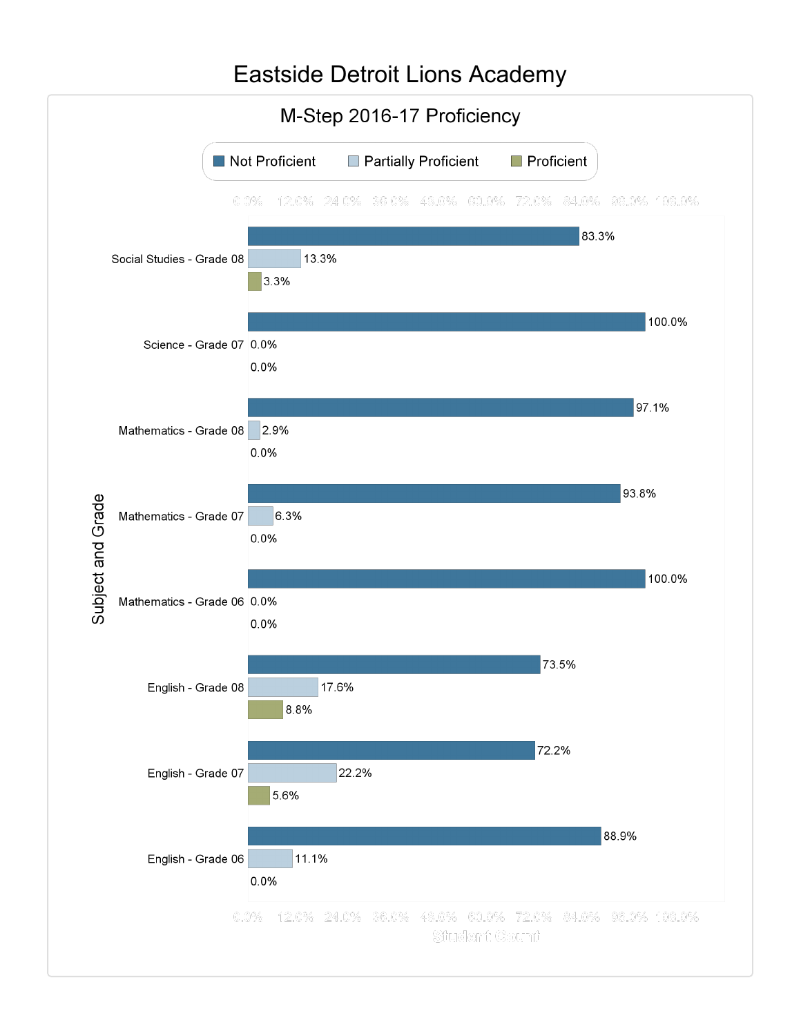# Eastside Detroit Lions Academy

## M-Step 2016-17 Proficiency

| Subject and Grade | Not Proficient | Partially Proficient | Proficient |
|---|---|---|---|
| Social Studies - Grade 08 | 83.3% | 13.3% | 3.3% |
| Science - Grade 07 | 100.0% | 0.0% | 0.0% |
| Mathematics - Grade 08 | 97.1% | 2.9% | 0.0% |
| Mathematics - Grade 07 | 93.8% | 6.3% | 0.0% |
| Mathematics - Grade 06 | 100.0% | 0.0% | 0.0% |
| English - Grade 08 | 73.5% | 17.6% | 8.8% |
| English - Grade 07 | 72.2% | 22.2% | 5.6% |
| English - Grade 06 | 88.9% | 11.1% | 0.0% |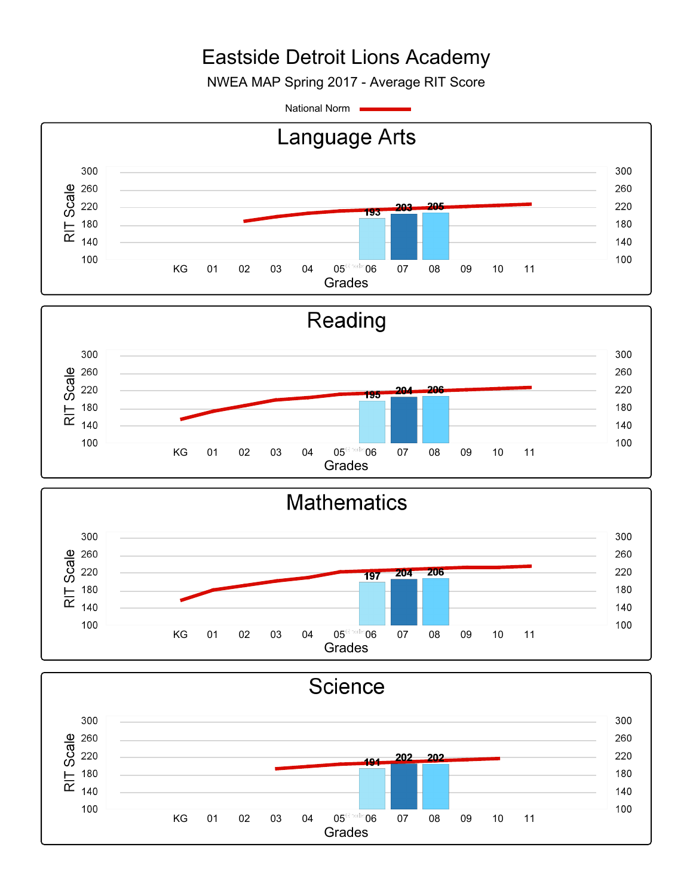# Eastside Detroit Lions Academy

NWEA MAP Spring 2017 - Average RIT Score

National Norm

## Language Arts

| Grade | 06 | 07 | 08 |
|---|---|---|---|
| Average RIT Score | 193 | 203 | 205 |

RIT Scale: 100–300. Grades: KG, 01, 02, 03, 04, 05, 06, 07, 08, 09, 10, 11

## Reading

| Grade | 06 | 07 | 08 |
|---|---|---|---|
| Average RIT Score | 195 | 204 | 206 |

RIT Scale: 100–300. Grades: KG, 01, 02, 03, 04, 05, 06, 07, 08, 09, 10, 11

## Mathematics

| Grade | 06 | 07 | 08 |
|---|---|---|---|
| Average RIT Score | 197 | 204 | 206 |

RIT Scale: 100–300. Grades: KG, 01, 02, 03, 04, 05, 06, 07, 08, 09, 10, 11

## Science

| Grade | 06 | 07 | 08 |
|---|---|---|---|
| Average RIT Score | 191 | 202 | 202 |

RIT Scale: 100–300. Grades: KG, 01, 02, 03, 04, 05, 06, 07, 08, 09, 10, 11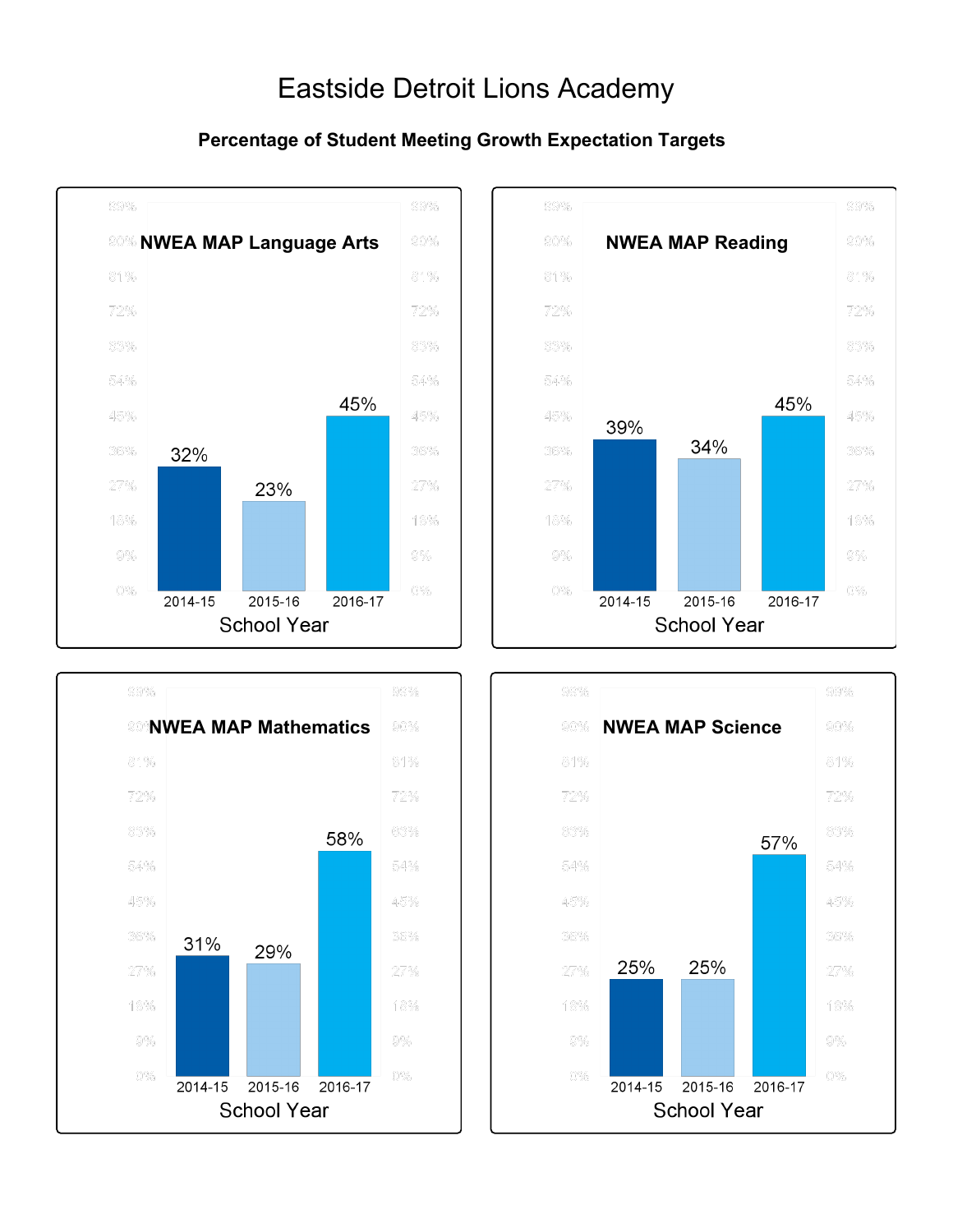# Eastside Detroit Lions Academy

**Percentage of Student Meeting Growth Expectation Targets**

**NWEA MAP Language Arts**

32%
23%
45%

2014-15
2015-16
2016-17

School Year

**NWEA MAP Reading**

39%
34%
45%

2014-15
2015-16
2016-17

School Year

**NWEA MAP Mathematics**

31%
29%
58%

2014-15
2015-16
2016-17

School Year

**NWEA MAP Science**

25%
25%
57%

2014-15
2015-16
2016-17

School Year